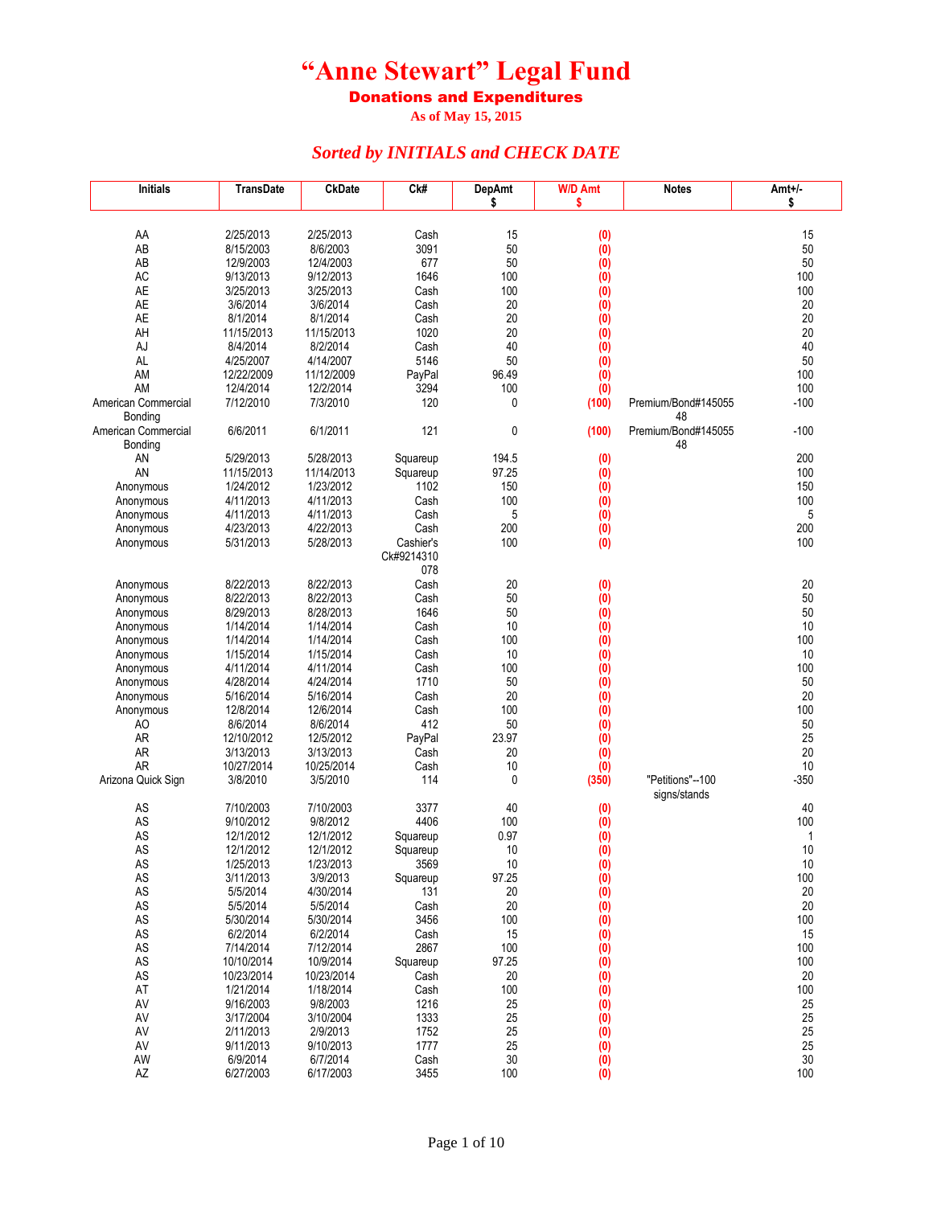# "Anne Stewart" Legal Fund

## Donations and Expenditures

As of May 15, 2015

### *Sorted by INITIALS and CHECK DATE*

| Initials | TransDate | CkDate | Ck# | DepAmt $ | W/D Amt $ | Notes | Amt+/- $ |
|---|---|---|---|---|---|---|---|
| AA | 2/25/2013 | 2/25/2013 | Cash | 15 | (0) | | 15 |
| AB | 8/15/2003 | 8/6/2003 | 3091 | 50 | (0) | | 50 |
| AB | 12/9/2003 | 12/4/2003 | 677 | 50 | (0) | | 50 |
| AC | 9/13/2013 | 9/12/2013 | 1646 | 100 | (0) | | 100 |
| AE | 3/25/2013 | 3/25/2013 | Cash | 100 | (0) | | 100 |
| AE | 3/6/2014 | 3/6/2014 | Cash | 20 | (0) | | 20 |
| AE | 8/1/2014 | 8/1/2014 | Cash | 20 | (0) | | 20 |
| AH | 11/15/2013 | 11/15/2013 | 1020 | 20 | (0) | | 20 |
| AJ | 8/4/2014 | 8/2/2014 | Cash | 40 | (0) | | 40 |
| AL | 4/25/2007 | 4/14/2007 | 5146 | 50 | (0) | | 50 |
| AM | 12/22/2009 | 11/12/2009 | PayPal | 96.49 | (0) | | 100 |
| AM | 12/4/2014 | 12/2/2014 | 3294 | 100 | (0) | | 100 |
| American Commercial Bonding | 7/12/2010 | 7/3/2010 | 120 | 0 | (100) | Premium/Bond#14505548 | -100 |
| American Commercial Bonding | 6/6/2011 | 6/1/2011 | 121 | 0 | (100) | Premium/Bond#14505548 | -100 |
| AN | 5/29/2013 | 5/28/2013 | Squareup | 194.5 | (0) | | 200 |
| AN | 11/15/2013 | 11/14/2013 | Squareup | 97.25 | (0) | | 100 |
| Anonymous | 1/24/2012 | 1/23/2012 | 1102 | 150 | (0) | | 150 |
| Anonymous | 4/11/2013 | 4/11/2013 | Cash | 100 | (0) | | 100 |
| Anonymous | 4/11/2013 | 4/11/2013 | Cash | 5 | (0) | | 5 |
| Anonymous | 4/23/2013 | 4/22/2013 | Cash | 200 | (0) | | 200 |
| Anonymous | 5/31/2013 | 5/28/2013 | Cashier's Ck#9214310078 | 100 | (0) | | 100 |
| Anonymous | 8/22/2013 | 8/22/2013 | Cash | 20 | (0) | | 20 |
| Anonymous | 8/22/2013 | 8/22/2013 | Cash | 50 | (0) | | 50 |
| Anonymous | 8/29/2013 | 8/28/2013 | 1646 | 50 | (0) | | 50 |
| Anonymous | 1/14/2014 | 1/14/2014 | Cash | 10 | (0) | | 10 |
| Anonymous | 1/14/2014 | 1/14/2014 | Cash | 100 | (0) | | 100 |
| Anonymous | 1/15/2014 | 1/15/2014 | Cash | 10 | (0) | | 10 |
| Anonymous | 4/11/2014 | 4/11/2014 | Cash | 100 | (0) | | 100 |
| Anonymous | 4/28/2014 | 4/24/2014 | 1710 | 50 | (0) | | 50 |
| Anonymous | 5/16/2014 | 5/16/2014 | Cash | 20 | (0) | | 20 |
| Anonymous | 12/8/2014 | 12/6/2014 | Cash | 100 | (0) | | 100 |
| AO | 8/6/2014 | 8/6/2014 | 412 | 50 | (0) | | 50 |
| AR | 12/10/2012 | 12/5/2012 | PayPal | 23.97 | (0) | | 25 |
| AR | 3/13/2013 | 3/13/2013 | Cash | 20 | (0) | | 20 |
| AR | 10/27/2014 | 10/25/2014 | Cash | 10 | (0) | | 10 |
| Arizona Quick Sign | 3/8/2010 | 3/5/2010 | 114 | 0 | (350) | "Petitions"--100 signs/stands | -350 |
| AS | 7/10/2003 | 7/10/2003 | 3377 | 40 | (0) | | 40 |
| AS | 9/10/2012 | 9/8/2012 | 4406 | 100 | (0) | | 100 |
| AS | 12/1/2012 | 12/1/2012 | Squareup | 0.97 | (0) | | 1 |
| AS | 12/1/2012 | 12/1/2012 | Squareup | 10 | (0) | | 10 |
| AS | 1/25/2013 | 1/23/2013 | 3569 | 10 | (0) | | 10 |
| AS | 3/11/2013 | 3/9/2013 | Squareup | 97.25 | (0) | | 100 |
| AS | 5/5/2014 | 4/30/2014 | 131 | 20 | (0) | | 20 |
| AS | 5/5/2014 | 5/5/2014 | Cash | 20 | (0) | | 20 |
| AS | 5/30/2014 | 5/30/2014 | 3456 | 100 | (0) | | 100 |
| AS | 6/2/2014 | 6/2/2014 | Cash | 15 | (0) | | 15 |
| AS | 7/14/2014 | 7/12/2014 | 2867 | 100 | (0) | | 100 |
| AS | 10/10/2014 | 10/9/2014 | Squareup | 97.25 | (0) | | 100 |
| AS | 10/23/2014 | 10/23/2014 | Cash | 20 | (0) | | 20 |
| AT | 1/21/2014 | 1/18/2014 | Cash | 100 | (0) | | 100 |
| AV | 9/16/2003 | 9/8/2003 | 1216 | 25 | (0) | | 25 |
| AV | 3/17/2004 | 3/10/2004 | 1333 | 25 | (0) | | 25 |
| AV | 2/11/2013 | 2/9/2013 | 1752 | 25 | (0) | | 25 |
| AV | 9/11/2013 | 9/10/2013 | 1777 | 25 | (0) | | 25 |
| AW | 6/9/2014 | 6/7/2014 | Cash | 30 | (0) | | 30 |
| AZ | 6/27/2003 | 6/17/2003 | 3455 | 100 | (0) | | 100 |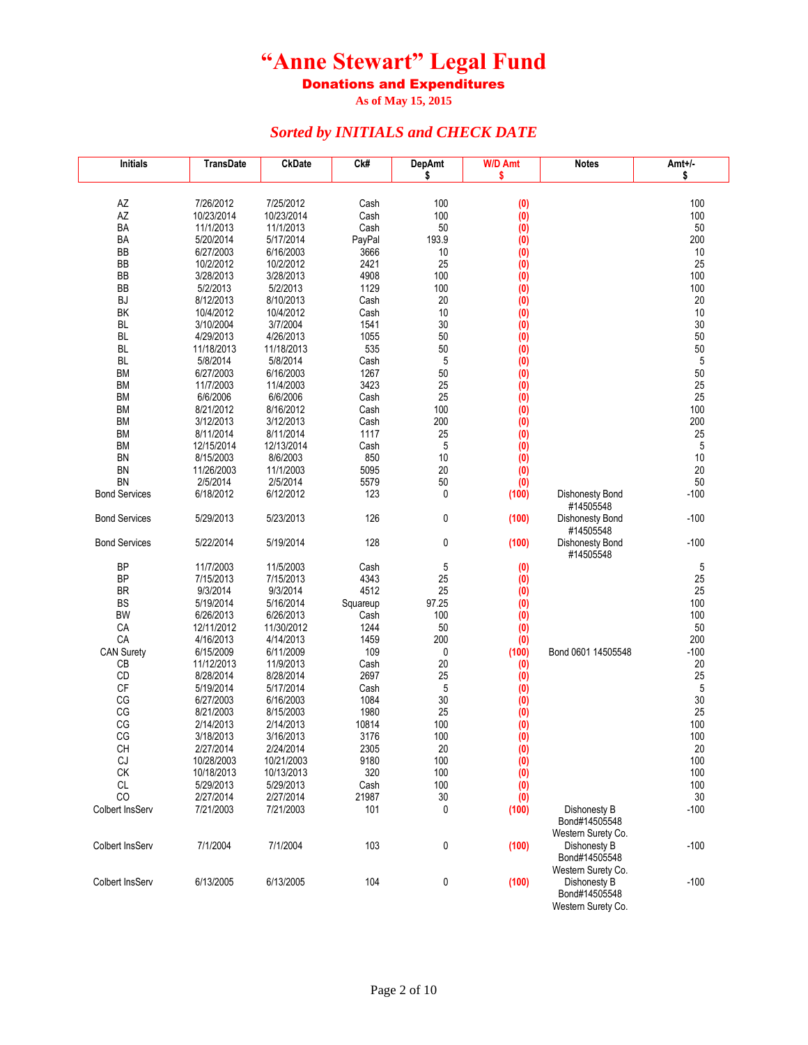# "Anne Stewart" Legal Fund

## Donations and Expenditures

As of May 15, 2015

### *Sorted by INITIALS and CHECK DATE*

| Initials | TransDate | CkDate | Ck# | DepAmt $ | W/D Amt $ | Notes | Amt+/- $ |
|---|---|---|---|---|---|---|---|
| AZ | 7/26/2012 | 7/25/2012 | Cash | 100 | (0) | | 100 |
| AZ | 10/23/2014 | 10/23/2014 | Cash | 100 | (0) | | 100 |
| BA | 11/1/2013 | 11/1/2013 | Cash | 50 | (0) | | 50 |
| BA | 5/20/2014 | 5/17/2014 | PayPal | 193.9 | (0) | | 200 |
| BB | 6/27/2003 | 6/16/2003 | 3666 | 10 | (0) | | 10 |
| BB | 10/2/2012 | 10/2/2012 | 2421 | 25 | (0) | | 25 |
| BB | 3/28/2013 | 3/28/2013 | 4908 | 100 | (0) | | 100 |
| BB | 5/2/2013 | 5/2/2013 | 1129 | 100 | (0) | | 100 |
| BJ | 8/12/2013 | 8/10/2013 | Cash | 20 | (0) | | 20 |
| BK | 10/4/2012 | 10/4/2012 | Cash | 10 | (0) | | 10 |
| BL | 3/10/2004 | 3/7/2004 | 1541 | 30 | (0) | | 30 |
| BL | 4/29/2013 | 4/26/2013 | 1055 | 50 | (0) | | 50 |
| BL | 11/18/2013 | 11/18/2013 | 535 | 50 | (0) | | 50 |
| BL | 5/8/2014 | 5/8/2014 | Cash | 5 | (0) | | 5 |
| BM | 6/27/2003 | 6/16/2003 | 1267 | 50 | (0) | | 50 |
| BM | 11/7/2003 | 11/4/2003 | 3423 | 25 | (0) | | 25 |
| BM | 6/6/2006 | 6/6/2006 | Cash | 25 | (0) | | 25 |
| BM | 8/21/2012 | 8/16/2012 | Cash | 100 | (0) | | 100 |
| BM | 3/12/2013 | 3/12/2013 | Cash | 200 | (0) | | 200 |
| BM | 8/11/2014 | 8/11/2014 | 1117 | 25 | (0) | | 25 |
| BM | 12/15/2014 | 12/13/2014 | Cash | 5 | (0) | | 5 |
| BN | 8/15/2003 | 8/6/2003 | 850 | 10 | (0) | | 10 |
| BN | 11/26/2003 | 11/1/2003 | 5095 | 20 | (0) | | 20 |
| BN | 2/5/2014 | 2/5/2014 | 5579 | 50 | (0) | | 50 |
| Bond Services | 6/18/2012 | 6/12/2012 | 123 | 0 | (100) | Dishonesty Bond #14505548 | -100 |
| Bond Services | 5/29/2013 | 5/23/2013 | 126 | 0 | (100) | Dishonesty Bond #14505548 | -100 |
| Bond Services | 5/22/2014 | 5/19/2014 | 128 | 0 | (100) | Dishonesty Bond #14505548 | -100 |
| BP | 11/7/2003 | 11/5/2003 | Cash | 5 | (0) | | 5 |
| BP | 7/15/2013 | 7/15/2013 | 4343 | 25 | (0) | | 25 |
| BR | 9/3/2014 | 9/3/2014 | 4512 | 25 | (0) | | 25 |
| BS | 5/19/2014 | 5/16/2014 | Squareup | 97.25 | (0) | | 100 |
| BW | 6/26/2013 | 6/26/2013 | Cash | 100 | (0) | | 100 |
| CA | 12/11/2012 | 11/30/2012 | 1244 | 50 | (0) | | 50 |
| CA | 4/16/2013 | 4/14/2013 | 1459 | 200 | (0) | | 200 |
| CAN Surety | 6/15/2009 | 6/11/2009 | 109 | 0 | (100) | Bond 0601 14505548 | -100 |
| CB | 11/12/2013 | 11/9/2013 | Cash | 20 | (0) | | 20 |
| CD | 8/28/2014 | 8/28/2014 | 2697 | 25 | (0) | | 25 |
| CF | 5/19/2014 | 5/17/2014 | Cash | 5 | (0) | | 5 |
| CG | 6/27/2003 | 6/16/2003 | 1084 | 30 | (0) | | 30 |
| CG | 8/21/2003 | 8/15/2003 | 1980 | 25 | (0) | | 25 |
| CG | 2/14/2013 | 2/14/2013 | 10814 | 100 | (0) | | 100 |
| CG | 3/18/2013 | 3/16/2013 | 3176 | 100 | (0) | | 100 |
| CH | 2/27/2014 | 2/24/2014 | 2305 | 20 | (0) | | 20 |
| CJ | 10/28/2003 | 10/21/2003 | 9180 | 100 | (0) | | 100 |
| CK | 10/18/2013 | 10/13/2013 | 320 | 100 | (0) | | 100 |
| CL | 5/29/2013 | 5/29/2013 | Cash | 100 | (0) | | 100 |
| CO | 2/27/2014 | 2/27/2014 | 21987 | 30 | (0) | | 30 |
| Colbert InsServ | 7/21/2003 | 7/21/2003 | 101 | 0 | (100) | Dishonesty B Bond#14505548 Western Surety Co. | -100 |
| Colbert InsServ | 7/1/2004 | 7/1/2004 | 103 | 0 | (100) | Dishonesty B Bond#14505548 Western Surety Co. | -100 |
| Colbert InsServ | 6/13/2005 | 6/13/2005 | 104 | 0 | (100) | Dishonesty B Bond#14505548 Western Surety Co. | -100 |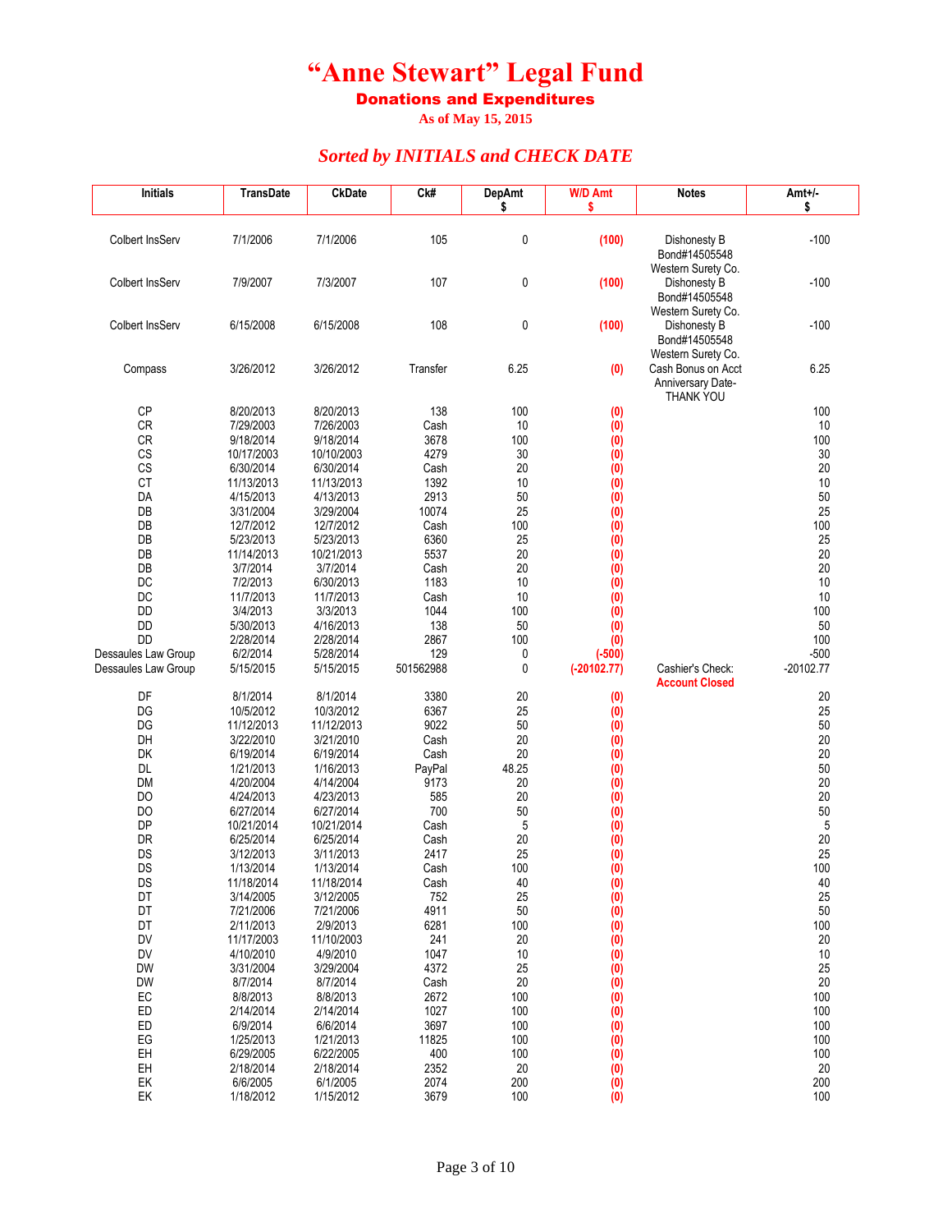# "Anne Stewart" Legal Fund

## Donations and Expenditures

As of May 15, 2015

### *Sorted by INITIALS and CHECK DATE*

| Initials | TransDate | CkDate | Ck# | DepAmt $ | W/D Amt $ | Notes | Amt+/- $ |
|---|---|---|---|---|---|---|---|
| Colbert InsServ | 7/1/2006 | 7/1/2006 | 105 | 0 | (100) | Dishonesty B Bond#14505548 Western Surety Co. | -100 |
| Colbert InsServ | 7/9/2007 | 7/3/2007 | 107 | 0 | (100) | Dishonesty B Bond#14505548 Western Surety Co. | -100 |
| Colbert InsServ | 6/15/2008 | 6/15/2008 | 108 | 0 | (100) | Dishonesty B Bond#14505548 Western Surety Co. | -100 |
| Compass | 3/26/2012 | 3/26/2012 | Transfer | 6.25 | (0) | Cash Bonus on Acct Anniversary Date- THANK YOU | 6.25 |
| CP | 8/20/2013 | 8/20/2013 | 138 | 100 | (0) | | 100 |
| CR | 7/29/2003 | 7/26/2003 | Cash | 10 | (0) | | 10 |
| CR | 9/18/2014 | 9/18/2014 | 3678 | 100 | (0) | | 100 |
| CS | 10/17/2003 | 10/10/2003 | 4279 | 30 | (0) | | 30 |
| CS | 6/30/2014 | 6/30/2014 | Cash | 20 | (0) | | 20 |
| CT | 11/13/2013 | 11/13/2013 | 1392 | 10 | (0) | | 10 |
| DA | 4/15/2013 | 4/13/2013 | 2913 | 50 | (0) | | 50 |
| DB | 3/31/2004 | 3/29/2004 | 10074 | 25 | (0) | | 25 |
| DB | 12/7/2012 | 12/7/2012 | Cash | 100 | (0) | | 100 |
| DB | 5/23/2013 | 5/23/2013 | 6360 | 25 | (0) | | 25 |
| DB | 11/14/2013 | 10/21/2013 | 5537 | 20 | (0) | | 20 |
| DB | 3/7/2014 | 3/7/2014 | Cash | 20 | (0) | | 20 |
| DC | 7/2/2013 | 6/30/2013 | 1183 | 10 | (0) | | 10 |
| DC | 11/7/2013 | 11/7/2013 | Cash | 10 | (0) | | 10 |
| DD | 3/4/2013 | 3/3/2013 | 1044 | 100 | (0) | | 100 |
| DD | 5/30/2013 | 4/16/2013 | 138 | 50 | (0) | | 50 |
| DD | 2/28/2014 | 2/28/2014 | 2867 | 100 | (0) | | 100 |
| Dessaules Law Group | 6/2/2014 | 5/28/2014 | 129 | 0 | (-500) | | -500 |
| Dessaules Law Group | 5/15/2015 | 5/15/2015 | 501562988 | 0 | (-20102.77) | Cashier's Check: **Account Closed** | -20102.77 |
| DF | 8/1/2014 | 8/1/2014 | 3380 | 20 | (0) | | 20 |
| DG | 10/5/2012 | 10/3/2012 | 6367 | 25 | (0) | | 25 |
| DG | 11/12/2013 | 11/12/2013 | 9022 | 50 | (0) | | 50 |
| DH | 3/22/2010 | 3/21/2010 | Cash | 20 | (0) | | 20 |
| DK | 6/19/2014 | 6/19/2014 | Cash | 20 | (0) | | 20 |
| DL | 1/21/2013 | 1/16/2013 | PayPal | 48.25 | (0) | | 50 |
| DM | 4/20/2004 | 4/14/2004 | 9173 | 20 | (0) | | 20 |
| DO | 4/24/2013 | 4/23/2013 | 585 | 20 | (0) | | 20 |
| DO | 6/27/2014 | 6/27/2014 | 700 | 50 | (0) | | 50 |
| DP | 10/21/2014 | 10/21/2014 | Cash | 5 | (0) | | 5 |
| DR | 6/25/2014 | 6/25/2014 | Cash | 20 | (0) | | 20 |
| DS | 3/12/2013 | 3/11/2013 | 2417 | 25 | (0) | | 25 |
| DS | 1/13/2014 | 1/13/2014 | Cash | 100 | (0) | | 100 |
| DS | 11/18/2014 | 11/18/2014 | Cash | 40 | (0) | | 40 |
| DT | 3/14/2005 | 3/12/2005 | 752 | 25 | (0) | | 25 |
| DT | 7/21/2006 | 7/21/2006 | 4911 | 50 | (0) | | 50 |
| DT | 2/11/2013 | 2/9/2013 | 6281 | 100 | (0) | | 100 |
| DV | 11/17/2003 | 11/10/2003 | 241 | 20 | (0) | | 20 |
| DV | 4/10/2010 | 4/9/2010 | 1047 | 10 | (0) | | 10 |
| DW | 3/31/2004 | 3/29/2004 | 4372 | 25 | (0) | | 25 |
| DW | 8/7/2014 | 8/7/2014 | Cash | 20 | (0) | | 20 |
| EC | 8/8/2013 | 8/8/2013 | 2672 | 100 | (0) | | 100 |
| ED | 2/14/2014 | 2/14/2014 | 1027 | 100 | (0) | | 100 |
| ED | 6/9/2014 | 6/6/2014 | 3697 | 100 | (0) | | 100 |
| EG | 1/25/2013 | 1/21/2013 | 11825 | 100 | (0) | | 100 |
| EH | 6/29/2005 | 6/22/2005 | 400 | 100 | (0) | | 100 |
| EH | 2/18/2014 | 2/18/2014 | 2352 | 20 | (0) | | 20 |
| EK | 6/6/2005 | 6/1/2005 | 2074 | 200 | (0) | | 200 |
| EK | 1/18/2012 | 1/15/2012 | 3679 | 100 | (0) | | 100 |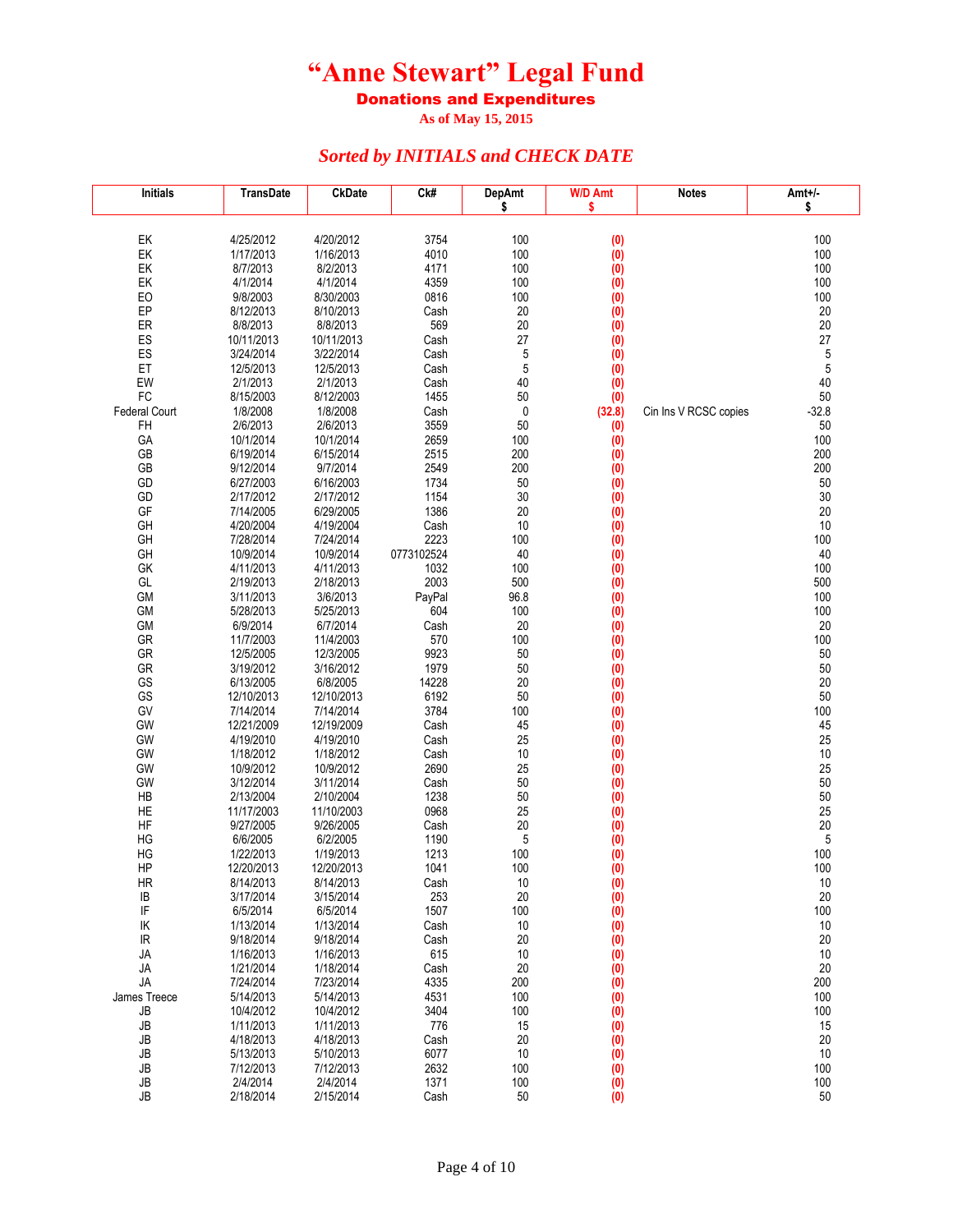# "Anne Stewart" Legal Fund

**Donations and Expenditures**

**As of May 15, 2015**

## *Sorted by INITIALS and CHECK DATE*

| Initials | TransDate | CkDate | Ck# | DepAmt $ | W/D Amt $ | Notes | Amt+/- $ |
|---|---|---|---|---|---|---|---|
| EK | 4/25/2012 | 4/20/2012 | 3754 | 100 | (0) | | 100 |
| EK | 1/17/2013 | 1/16/2013 | 4010 | 100 | (0) | | 100 |
| EK | 8/7/2013 | 8/2/2013 | 4171 | 100 | (0) | | 100 |
| EK | 4/1/2014 | 4/1/2014 | 4359 | 100 | (0) | | 100 |
| EO | 9/8/2003 | 8/30/2003 | 0816 | 100 | (0) | | 100 |
| EP | 8/12/2013 | 8/10/2013 | Cash | 20 | (0) | | 20 |
| ER | 8/8/2013 | 8/8/2013 | 569 | 20 | (0) | | 20 |
| ES | 10/11/2013 | 10/11/2013 | Cash | 27 | (0) | | 27 |
| ES | 3/24/2014 | 3/22/2014 | Cash | 5 | (0) | | 5 |
| ET | 12/5/2013 | 12/5/2013 | Cash | 5 | (0) | | 5 |
| EW | 2/1/2013 | 2/1/2013 | Cash | 40 | (0) | | 40 |
| FC | 8/15/2003 | 8/12/2003 | 1455 | 50 | (0) | | 50 |
| Federal Court | 1/8/2008 | 1/8/2008 | Cash | 0 | (32.8) | Cin Ins V RCSC copies | -32.8 |
| FH | 2/6/2013 | 2/6/2013 | 3559 | 50 | (0) | | 50 |
| GA | 10/1/2014 | 10/1/2014 | 2659 | 100 | (0) | | 100 |
| GB | 6/19/2014 | 6/15/2014 | 2515 | 200 | (0) | | 200 |
| GB | 9/12/2014 | 9/7/2014 | 2549 | 200 | (0) | | 200 |
| GD | 6/27/2003 | 6/16/2003 | 1734 | 50 | (0) | | 50 |
| GD | 2/17/2012 | 2/17/2012 | 1154 | 30 | (0) | | 30 |
| GF | 7/14/2005 | 6/29/2005 | 1386 | 20 | (0) | | 20 |
| GH | 4/20/2004 | 4/19/2004 | Cash | 10 | (0) | | 10 |
| GH | 7/28/2014 | 7/24/2014 | 2223 | 100 | (0) | | 100 |
| GH | 10/9/2014 | 10/9/2014 | 0773102524 | 40 | (0) | | 40 |
| GK | 4/11/2013 | 4/11/2013 | 1032 | 100 | (0) | | 100 |
| GL | 2/19/2013 | 2/18/2013 | 2003 | 500 | (0) | | 500 |
| GM | 3/11/2013 | 3/6/2013 | PayPal | 96.8 | (0) | | 100 |
| GM | 5/28/2013 | 5/25/2013 | 604 | 100 | (0) | | 100 |
| GM | 6/9/2014 | 6/7/2014 | Cash | 20 | (0) | | 20 |
| GR | 11/7/2003 | 11/4/2003 | 570 | 100 | (0) | | 100 |
| GR | 12/5/2005 | 12/3/2005 | 9923 | 50 | (0) | | 50 |
| GR | 3/19/2012 | 3/16/2012 | 1979 | 50 | (0) | | 50 |
| GS | 6/13/2005 | 6/8/2005 | 14228 | 20 | (0) | | 20 |
| GS | 12/10/2013 | 12/10/2013 | 6192 | 50 | (0) | | 50 |
| GV | 7/14/2014 | 7/14/2014 | 3784 | 100 | (0) | | 100 |
| GW | 12/21/2009 | 12/19/2009 | Cash | 45 | (0) | | 45 |
| GW | 4/19/2010 | 4/19/2010 | Cash | 25 | (0) | | 25 |
| GW | 1/18/2012 | 1/18/2012 | Cash | 10 | (0) | | 10 |
| GW | 10/9/2012 | 10/9/2012 | 2690 | 25 | (0) | | 25 |
| GW | 3/12/2014 | 3/11/2014 | Cash | 50 | (0) | | 50 |
| HB | 2/13/2004 | 2/10/2004 | 1238 | 50 | (0) | | 50 |
| HE | 11/17/2003 | 11/10/2003 | 0968 | 25 | (0) | | 25 |
| HF | 9/27/2005 | 9/26/2005 | Cash | 20 | (0) | | 20 |
| HG | 6/6/2005 | 6/2/2005 | 1190 | 5 | (0) | | 5 |
| HG | 1/22/2013 | 1/19/2013 | 1213 | 100 | (0) | | 100 |
| HP | 12/20/2013 | 12/20/2013 | 1041 | 100 | (0) | | 100 |
| HR | 8/14/2013 | 8/14/2013 | Cash | 10 | (0) | | 10 |
| IB | 3/17/2014 | 3/15/2014 | 253 | 20 | (0) | | 20 |
| IF | 6/5/2014 | 6/5/2014 | 1507 | 100 | (0) | | 100 |
| IK | 1/13/2014 | 1/13/2014 | Cash | 10 | (0) | | 10 |
| IR | 9/18/2014 | 9/18/2014 | Cash | 20 | (0) | | 20 |
| JA | 1/16/2013 | 1/16/2013 | 615 | 10 | (0) | | 10 |
| JA | 1/21/2014 | 1/18/2014 | Cash | 20 | (0) | | 20 |
| JA | 7/24/2014 | 7/23/2014 | 4335 | 200 | (0) | | 200 |
| James Treece | 5/14/2013 | 5/14/2013 | 4531 | 100 | (0) | | 100 |
| JB | 10/4/2012 | 10/4/2012 | 3404 | 100 | (0) | | 100 |
| JB | 1/11/2013 | 1/11/2013 | 776 | 15 | (0) | | 15 |
| JB | 4/18/2013 | 4/18/2013 | Cash | 20 | (0) | | 20 |
| JB | 5/13/2013 | 5/10/2013 | 6077 | 10 | (0) | | 10 |
| JB | 7/12/2013 | 7/12/2013 | 2632 | 100 | (0) | | 100 |
| JB | 2/4/2014 | 2/4/2014 | 1371 | 100 | (0) | | 100 |
| JB | 2/18/2014 | 2/15/2014 | Cash | 50 | (0) | | 50 |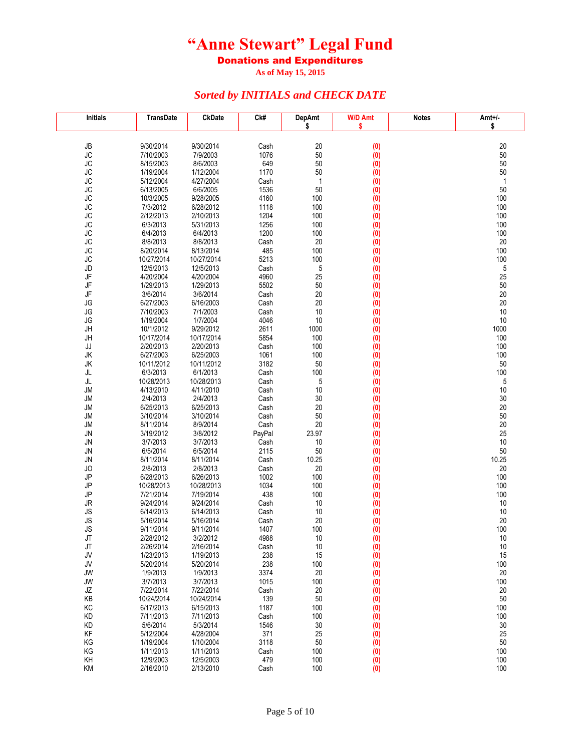# "Anne Stewart" Legal Fund

## Donations and Expenditures

**As of May 15, 2015**

### *Sorted by INITIALS and CHECK DATE*

| Initials | TransDate | CkDate | Ck# | DepAmt $ | W/D Amt $ | Notes | Amt+/- $ |
|---|---|---|---|---|---|---|---|
| JB | 9/30/2014 | 9/30/2014 | Cash | 20 | (0) | | 20 |
| JC | 7/10/2003 | 7/9/2003 | 1076 | 50 | (0) | | 50 |
| JC | 8/15/2003 | 8/6/2003 | 649 | 50 | (0) | | 50 |
| JC | 1/19/2004 | 1/12/2004 | 1170 | 50 | (0) | | 50 |
| JC | 5/12/2004 | 4/27/2004 | Cash | 1 | (0) | | 1 |
| JC | 6/13/2005 | 6/6/2005 | 1536 | 50 | (0) | | 50 |
| JC | 10/3/2005 | 9/28/2005 | 4160 | 100 | (0) | | 100 |
| JC | 7/3/2012 | 6/28/2012 | 1118 | 100 | (0) | | 100 |
| JC | 2/12/2013 | 2/10/2013 | 1204 | 100 | (0) | | 100 |
| JC | 6/3/2013 | 5/31/2013 | 1256 | 100 | (0) | | 100 |
| JC | 6/4/2013 | 6/4/2013 | 1200 | 100 | (0) | | 100 |
| JC | 8/8/2013 | 8/8/2013 | Cash | 20 | (0) | | 20 |
| JC | 8/20/2014 | 8/13/2014 | 485 | 100 | (0) | | 100 |
| JC | 10/27/2014 | 10/27/2014 | 5213 | 100 | (0) | | 100 |
| JD | 12/5/2013 | 12/5/2013 | Cash | 5 | (0) | | 5 |
| JF | 4/20/2004 | 4/20/2004 | 4960 | 25 | (0) | | 25 |
| JF | 1/29/2013 | 1/29/2013 | 5502 | 50 | (0) | | 50 |
| JF | 3/6/2014 | 3/6/2014 | Cash | 20 | (0) | | 20 |
| JG | 6/27/2003 | 6/16/2003 | Cash | 20 | (0) | | 20 |
| JG | 7/10/2003 | 7/1/2003 | Cash | 10 | (0) | | 10 |
| JG | 1/19/2004 | 1/7/2004 | 4046 | 10 | (0) | | 10 |
| JH | 10/1/2012 | 9/29/2012 | 2611 | 1000 | (0) | | 1000 |
| JH | 10/17/2014 | 10/17/2014 | 5854 | 100 | (0) | | 100 |
| JJ | 2/20/2013 | 2/20/2013 | Cash | 100 | (0) | | 100 |
| JK | 6/27/2003 | 6/25/2003 | 1061 | 100 | (0) | | 100 |
| JK | 10/11/2012 | 10/11/2012 | 3182 | 50 | (0) | | 50 |
| JL | 6/3/2013 | 6/1/2013 | Cash | 100 | (0) | | 100 |
| JL | 10/28/2013 | 10/28/2013 | Cash | 5 | (0) | | 5 |
| JM | 4/13/2010 | 4/11/2010 | Cash | 10 | (0) | | 10 |
| JM | 2/4/2013 | 2/4/2013 | Cash | 30 | (0) | | 30 |
| JM | 6/25/2013 | 6/25/2013 | Cash | 20 | (0) | | 20 |
| JM | 3/10/2014 | 3/10/2014 | Cash | 50 | (0) | | 50 |
| JM | 8/11/2014 | 8/9/2014 | Cash | 20 | (0) | | 20 |
| JN | 3/19/2012 | 3/8/2012 | PayPal | 23.97 | (0) | | 25 |
| JN | 3/7/2013 | 3/7/2013 | Cash | 10 | (0) | | 10 |
| JN | 6/5/2014 | 6/5/2014 | 2115 | 50 | (0) | | 50 |
| JN | 8/11/2014 | 8/11/2014 | Cash | 10.25 | (0) | | 10.25 |
| JO | 2/8/2013 | 2/8/2013 | Cash | 20 | (0) | | 20 |
| JP | 6/28/2013 | 6/26/2013 | 1002 | 100 | (0) | | 100 |
| JP | 10/28/2013 | 10/28/2013 | 1034 | 100 | (0) | | 100 |
| JP | 7/21/2014 | 7/19/2014 | 438 | 100 | (0) | | 100 |
| JR | 9/24/2014 | 9/24/2014 | Cash | 10 | (0) | | 10 |
| JS | 6/14/2013 | 6/14/2013 | Cash | 10 | (0) | | 10 |
| JS | 5/16/2014 | 5/16/2014 | Cash | 20 | (0) | | 20 |
| JS | 9/11/2014 | 9/11/2014 | 1407 | 100 | (0) | | 100 |
| JT | 2/28/2012 | 3/2/2012 | 4988 | 10 | (0) | | 10 |
| JT | 2/26/2014 | 2/16/2014 | Cash | 10 | (0) | | 10 |
| JV | 1/23/2013 | 1/19/2013 | 238 | 15 | (0) | | 15 |
| JV | 5/20/2014 | 5/20/2014 | 238 | 100 | (0) | | 100 |
| JW | 1/9/2013 | 1/9/2013 | 3374 | 20 | (0) | | 20 |
| JW | 3/7/2013 | 3/7/2013 | 1015 | 100 | (0) | | 100 |
| JZ | 7/22/2014 | 7/22/2014 | Cash | 20 | (0) | | 20 |
| KB | 10/24/2014 | 10/24/2014 | 139 | 50 | (0) | | 50 |
| KC | 6/17/2013 | 6/15/2013 | 1187 | 100 | (0) | | 100 |
| KD | 7/11/2013 | 7/11/2013 | Cash | 100 | (0) | | 100 |
| KD | 5/6/2014 | 5/3/2014 | 1546 | 30 | (0) | | 30 |
| KF | 5/12/2004 | 4/28/2004 | 371 | 25 | (0) | | 25 |
| KG | 1/19/2004 | 1/10/2004 | 3118 | 50 | (0) | | 50 |
| KG | 1/11/2013 | 1/11/2013 | Cash | 100 | (0) | | 100 |
| KH | 12/9/2003 | 12/5/2003 | 479 | 100 | (0) | | 100 |
| KM | 2/16/2010 | 2/13/2010 | Cash | 100 | (0) | | 100 |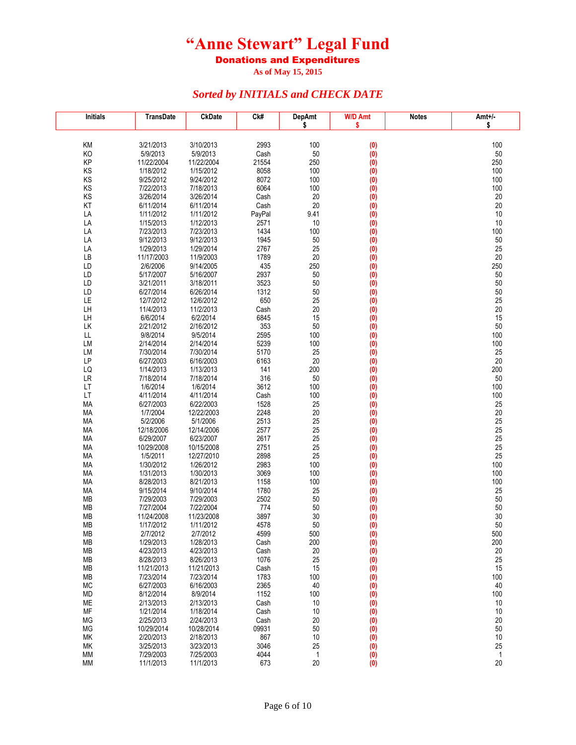# “Anne Stewart” Legal Fund

## Donations and Expenditures

**As of May 15, 2015**

### *Sorted by INITIALS and CHECK DATE*

| Initials | TransDate | CkDate | Ck# | DepAmt $ | W/D Amt $ | Notes | Amt+/- $ |
|---|---|---|---|---|---|---|---|
| KM | 3/21/2013 | 3/10/2013 | 2993 | 100 | (0) | | 100 |
| KO | 5/9/2013 | 5/9/2013 | Cash | 50 | (0) | | 50 |
| KP | 11/22/2004 | 11/22/2004 | 21554 | 250 | (0) | | 250 |
| KS | 1/18/2012 | 1/15/2012 | 8058 | 100 | (0) | | 100 |
| KS | 9/25/2012 | 9/24/2012 | 8072 | 100 | (0) | | 100 |
| KS | 7/22/2013 | 7/18/2013 | 6064 | 100 | (0) | | 100 |
| KS | 3/26/2014 | 3/26/2014 | Cash | 20 | (0) | | 20 |
| KT | 6/11/2014 | 6/11/2014 | Cash | 20 | (0) | | 20 |
| LA | 1/11/2012 | 1/11/2012 | PayPal | 9.41 | (0) | | 10 |
| LA | 1/15/2013 | 1/12/2013 | 2571 | 10 | (0) | | 10 |
| LA | 7/23/2013 | 7/23/2013 | 1434 | 100 | (0) | | 100 |
| LA | 9/12/2013 | 9/12/2013 | 1945 | 50 | (0) | | 50 |
| LA | 1/29/2013 | 1/29/2014 | 2767 | 25 | (0) | | 25 |
| LB | 11/17/2003 | 11/9/2003 | 1789 | 20 | (0) | | 20 |
| LD | 2/6/2006 | 9/14/2005 | 435 | 250 | (0) | | 250 |
| LD | 5/17/2007 | 5/16/2007 | 2937 | 50 | (0) | | 50 |
| LD | 3/21/2011 | 3/18/2011 | 3523 | 50 | (0) | | 50 |
| LD | 6/27/2014 | 6/26/2014 | 1312 | 50 | (0) | | 50 |
| LE | 12/7/2012 | 12/6/2012 | 650 | 25 | (0) | | 25 |
| LH | 11/4/2013 | 11/2/2013 | Cash | 20 | (0) | | 20 |
| LH | 6/6/2014 | 6/2/2014 | 6845 | 15 | (0) | | 15 |
| LK | 2/21/2012 | 2/16/2012 | 353 | 50 | (0) | | 50 |
| LL | 9/8/2014 | 9/5/2014 | 2595 | 100 | (0) | | 100 |
| LM | 2/14/2014 | 2/14/2014 | 5239 | 100 | (0) | | 100 |
| LM | 7/30/2014 | 7/30/2014 | 5170 | 25 | (0) | | 25 |
| LP | 6/27/2003 | 6/16/2003 | 6163 | 20 | (0) | | 20 |
| LQ | 1/14/2013 | 1/13/2013 | 141 | 200 | (0) | | 200 |
| LR | 7/18/2014 | 7/18/2014 | 316 | 50 | (0) | | 50 |
| LT | 1/6/2014 | 1/6/2014 | 3612 | 100 | (0) | | 100 |
| LT | 4/11/2014 | 4/11/2014 | Cash | 100 | (0) | | 100 |
| MA | 6/27/2003 | 6/22/2003 | 1528 | 25 | (0) | | 25 |
| MA | 1/7/2004 | 12/22/2003 | 2248 | 20 | (0) | | 20 |
| MA | 5/2/2006 | 5/1/2006 | 2513 | 25 | (0) | | 25 |
| MA | 12/18/2006 | 12/14/2006 | 2577 | 25 | (0) | | 25 |
| MA | 6/29/2007 | 6/23/2007 | 2617 | 25 | (0) | | 25 |
| MA | 10/29/2008 | 10/15/2008 | 2751 | 25 | (0) | | 25 |
| MA | 1/5/2011 | 12/27/2010 | 2898 | 25 | (0) | | 25 |
| MA | 1/30/2012 | 1/26/2012 | 2983 | 100 | (0) | | 100 |
| MA | 1/31/2013 | 1/30/2013 | 3069 | 100 | (0) | | 100 |
| MA | 8/28/2013 | 8/21/2013 | 1158 | 100 | (0) | | 100 |
| MA | 9/15/2014 | 9/10/2014 | 1780 | 25 | (0) | | 25 |
| MB | 7/29/2003 | 7/29/2003 | 2502 | 50 | (0) | | 50 |
| MB | 7/27/2004 | 7/22/2004 | 774 | 50 | (0) | | 50 |
| MB | 11/24/2008 | 11/23/2008 | 3897 | 30 | (0) | | 30 |
| MB | 1/17/2012 | 1/11/2012 | 4578 | 50 | (0) | | 50 |
| MB | 2/7/2012 | 2/7/2012 | 4599 | 500 | (0) | | 500 |
| MB | 1/29/2013 | 1/28/2013 | Cash | 200 | (0) | | 200 |
| MB | 4/23/2013 | 4/23/2013 | Cash | 20 | (0) | | 20 |
| MB | 8/28/2013 | 8/26/2013 | 1076 | 25 | (0) | | 25 |
| MB | 11/21/2013 | 11/21/2013 | Cash | 15 | (0) | | 15 |
| MB | 7/23/2014 | 7/23/2014 | 1783 | 100 | (0) | | 100 |
| MC | 6/27/2003 | 6/16/2003 | 2365 | 40 | (0) | | 40 |
| MD | 8/12/2014 | 8/9/2014 | 1152 | 100 | (0) | | 100 |
| ME | 2/13/2013 | 2/13/2013 | Cash | 10 | (0) | | 10 |
| MF | 1/21/2014 | 1/18/2014 | Cash | 10 | (0) | | 10 |
| MG | 2/25/2013 | 2/24/2013 | Cash | 20 | (0) | | 20 |
| MG | 10/29/2014 | 10/28/2014 | 09931 | 50 | (0) | | 50 |
| MK | 2/20/2013 | 2/18/2013 | 867 | 10 | (0) | | 10 |
| MK | 3/25/2013 | 3/23/2013 | 3046 | 25 | (0) | | 25 |
| MM | 7/29/2003 | 7/25/2003 | 4044 | 1 | (0) | | 1 |
| MM | 11/1/2013 | 11/1/2013 | 673 | 20 | (0) | | 20 |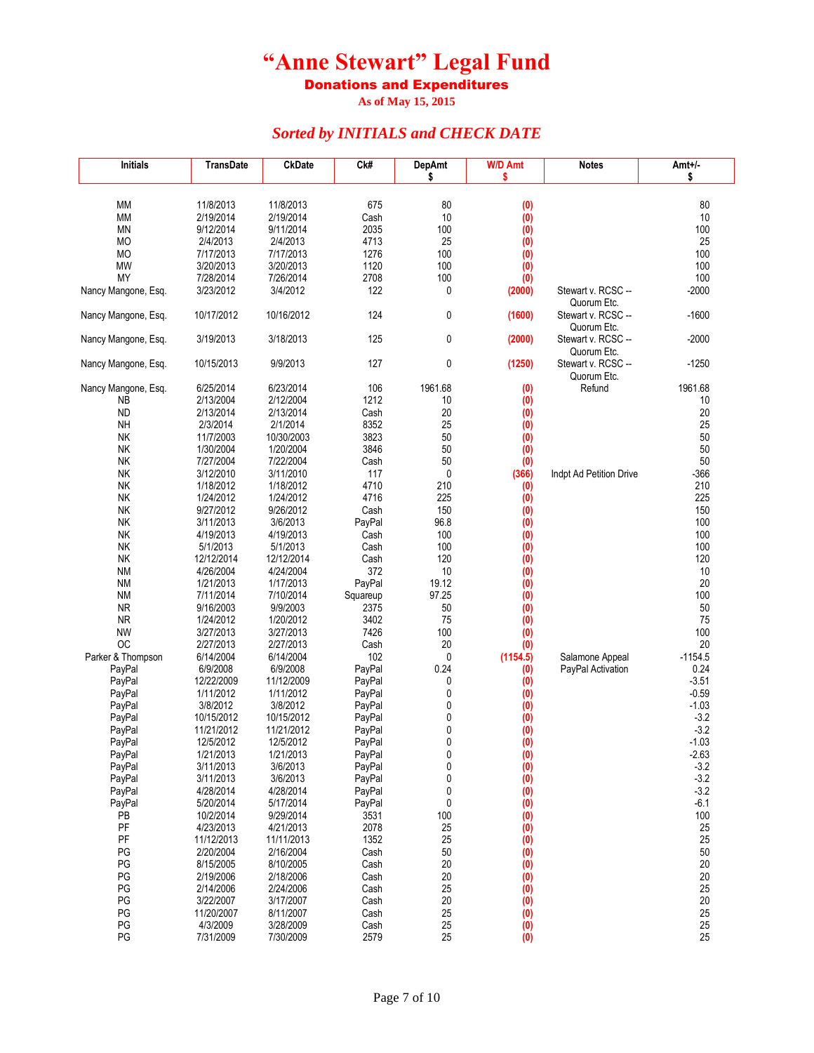# "Anne Stewart" Legal Fund

## Donations and Expenditures

As of May 15, 2015

### *Sorted by INITIALS and CHECK DATE*

| Initials | TransDate | CkDate | Ck# | DepAmt $ | W/D Amt $ | Notes | Amt+/- $ |
|---|---|---|---|---|---|---|---|
| MM | 11/8/2013 | 11/8/2013 | 675 | 80 | (0) | | 80 |
| MM | 2/19/2014 | 2/19/2014 | Cash | 10 | (0) | | 10 |
| MN | 9/12/2014 | 9/11/2014 | 2035 | 100 | (0) | | 100 |
| MO | 2/4/2013 | 2/4/2013 | 4713 | 25 | (0) | | 25 |
| MO | 7/17/2013 | 7/17/2013 | 1276 | 100 | (0) | | 100 |
| MW | 3/20/2013 | 3/20/2013 | 1120 | 100 | (0) | | 100 |
| MY | 7/28/2014 | 7/26/2014 | 2708 | 100 | (0) | | 100 |
| Nancy Mangone, Esq. | 3/23/2012 | 3/4/2012 | 122 | 0 | (2000) | Stewart v. RCSC -- Quorum Etc. | -2000 |
| Nancy Mangone, Esq. | 10/17/2012 | 10/16/2012 | 124 | 0 | (1600) | Stewart v. RCSC -- Quorum Etc. | -1600 |
| Nancy Mangone, Esq. | 3/19/2013 | 3/18/2013 | 125 | 0 | (2000) | Stewart v. RCSC -- Quorum Etc. | -2000 |
| Nancy Mangone, Esq. | 10/15/2013 | 9/9/2013 | 127 | 0 | (1250) | Stewart v. RCSC -- Quorum Etc. | -1250 |
| Nancy Mangone, Esq. | 6/25/2014 | 6/23/2014 | 106 | 1961.68 | (0) | Refund | 1961.68 |
| NB | 2/13/2004 | 2/12/2004 | 1212 | 10 | (0) | | 10 |
| ND | 2/13/2014 | 2/13/2014 | Cash | 20 | (0) | | 20 |
| NH | 2/3/2014 | 2/1/2014 | 8352 | 25 | (0) | | 25 |
| NK | 11/7/2003 | 10/30/2003 | 3823 | 50 | (0) | | 50 |
| NK | 1/30/2004 | 1/20/2004 | 3846 | 50 | (0) | | 50 |
| NK | 7/27/2004 | 7/22/2004 | Cash | 50 | (0) | | 50 |
| NK | 3/12/2010 | 3/11/2010 | 117 | 0 | (366) | Indpt Ad Petition Drive | -366 |
| NK | 1/18/2012 | 1/18/2012 | 4710 | 210 | (0) | | 210 |
| NK | 1/24/2012 | 1/24/2012 | 4716 | 225 | (0) | | 225 |
| NK | 9/27/2012 | 9/26/2012 | Cash | 150 | (0) | | 150 |
| NK | 3/11/2013 | 3/6/2013 | PayPal | 96.8 | (0) | | 100 |
| NK | 4/19/2013 | 4/19/2013 | Cash | 100 | (0) | | 100 |
| NK | 5/1/2013 | 5/1/2013 | Cash | 100 | (0) | | 100 |
| NK | 12/12/2014 | 12/12/2014 | Cash | 120 | (0) | | 120 |
| NM | 4/26/2004 | 4/24/2004 | 372 | 10 | (0) | | 10 |
| NM | 1/21/2013 | 1/17/2013 | PayPal | 19.12 | (0) | | 20 |
| NM | 7/11/2014 | 7/10/2014 | Squareup | 97.25 | (0) | | 100 |
| NR | 9/16/2003 | 9/9/2003 | 2375 | 50 | (0) | | 50 |
| NR | 1/24/2012 | 1/20/2012 | 3402 | 75 | (0) | | 75 |
| NW | 3/27/2013 | 3/27/2013 | 7426 | 100 | (0) | | 100 |
| OC | 2/27/2013 | 2/27/2013 | Cash | 20 | (0) | | 20 |
| Parker & Thompson | 6/14/2004 | 6/14/2004 | 102 | 0 | (1154.5) | Salamone Appeal | -1154.5 |
| PayPal | 6/9/2008 | 6/9/2008 | PayPal | 0.24 | (0) | PayPal Activation | 0.24 |
| PayPal | 12/22/2009 | 11/12/2009 | PayPal | 0 | (0) | | -3.51 |
| PayPal | 1/11/2012 | 1/11/2012 | PayPal | 0 | (0) | | -0.59 |
| PayPal | 3/8/2012 | 3/8/2012 | PayPal | 0 | (0) | | -1.03 |
| PayPal | 10/15/2012 | 10/15/2012 | PayPal | 0 | (0) | | -3.2 |
| PayPal | 11/21/2012 | 11/21/2012 | PayPal | 0 | (0) | | -3.2 |
| PayPal | 12/5/2012 | 12/5/2012 | PayPal | 0 | (0) | | -1.03 |
| PayPal | 1/21/2013 | 1/21/2013 | PayPal | 0 | (0) | | -2.63 |
| PayPal | 3/11/2013 | 3/6/2013 | PayPal | 0 | (0) | | -3.2 |
| PayPal | 3/11/2013 | 3/6/2013 | PayPal | 0 | (0) | | -3.2 |
| PayPal | 4/28/2014 | 4/28/2014 | PayPal | 0 | (0) | | -3.2 |
| PayPal | 5/20/2014 | 5/17/2014 | PayPal | 0 | (0) | | -6.1 |
| PB | 10/2/2014 | 9/29/2014 | 3531 | 100 | (0) | | 100 |
| PF | 4/23/2013 | 4/21/2013 | 2078 | 25 | (0) | | 25 |
| PF | 11/12/2013 | 11/11/2013 | 1352 | 25 | (0) | | 25 |
| PG | 2/20/2004 | 2/16/2004 | Cash | 50 | (0) | | 50 |
| PG | 8/15/2005 | 8/10/2005 | Cash | 20 | (0) | | 20 |
| PG | 2/19/2006 | 2/18/2006 | Cash | 20 | (0) | | 20 |
| PG | 2/14/2006 | 2/24/2006 | Cash | 25 | (0) | | 25 |
| PG | 3/22/2007 | 3/17/2007 | Cash | 20 | (0) | | 20 |
| PG | 11/20/2007 | 8/11/2007 | Cash | 25 | (0) | | 25 |
| PG | 4/3/2009 | 3/28/2009 | Cash | 25 | (0) | | 25 |
| PG | 7/31/2009 | 7/30/2009 | 2579 | 25 | (0) | | 25 |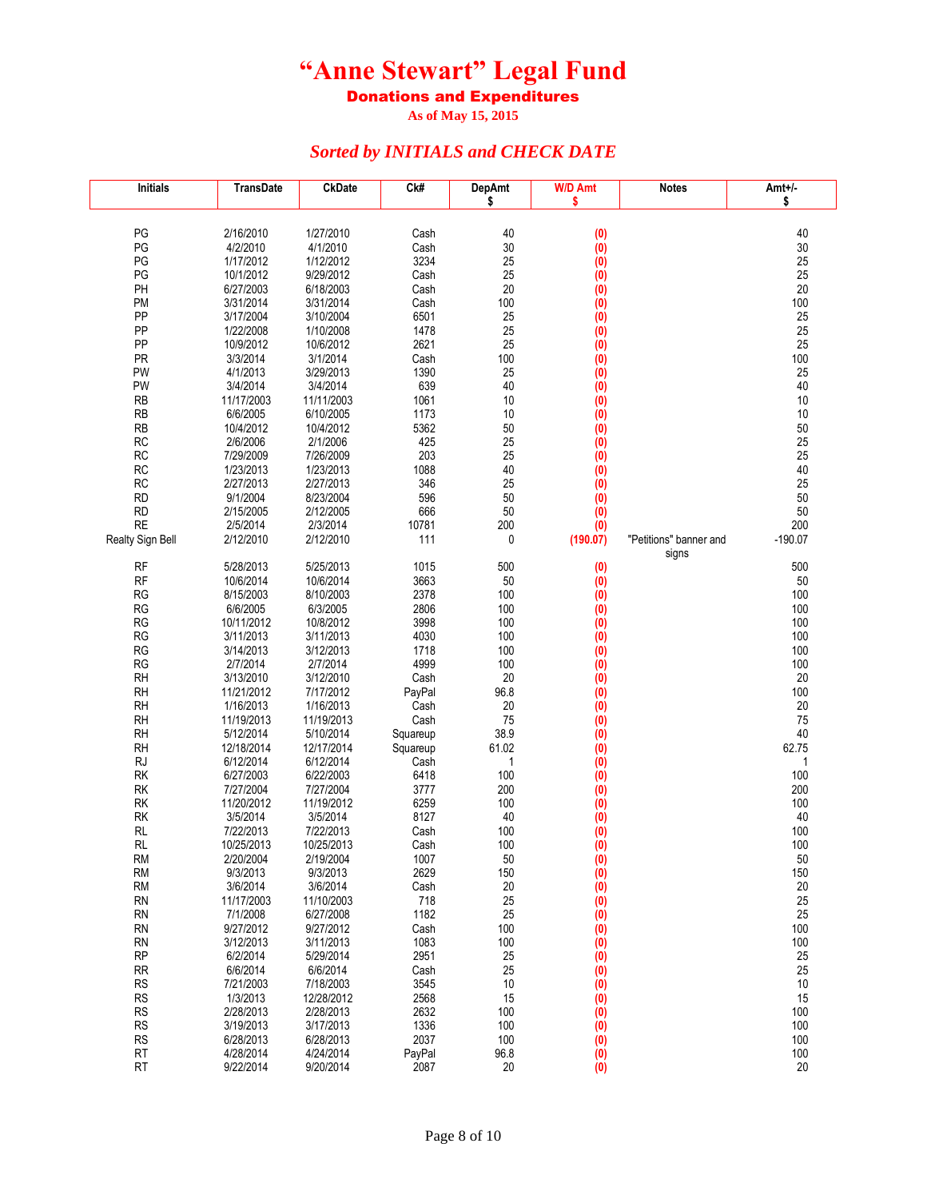# "Anne Stewart" Legal Fund

**Donations and Expenditures**

**As of May 15, 2015**

***Sorted by INITIALS and CHECK DATE***

| Initials | TransDate | CkDate | Ck# | DepAmt $ | W/D Amt $ | Notes | Amt+/- $ |
|---|---|---|---|---|---|---|---|
| PG | 2/16/2010 | 1/27/2010 | Cash | 40 | (0) | | 40 |
| PG | 4/2/2010 | 4/1/2010 | Cash | 30 | (0) | | 30 |
| PG | 1/17/2012 | 1/12/2012 | 3234 | 25 | (0) | | 25 |
| PG | 10/1/2012 | 9/29/2012 | Cash | 25 | (0) | | 25 |
| PH | 6/27/2003 | 6/18/2003 | Cash | 20 | (0) | | 20 |
| PM | 3/31/2014 | 3/31/2014 | Cash | 100 | (0) | | 100 |
| PP | 3/17/2004 | 3/10/2004 | 6501 | 25 | (0) | | 25 |
| PP | 1/22/2008 | 1/10/2008 | 1478 | 25 | (0) | | 25 |
| PP | 10/9/2012 | 10/6/2012 | 2621 | 25 | (0) | | 25 |
| PR | 3/3/2014 | 3/1/2014 | Cash | 100 | (0) | | 100 |
| PW | 4/1/2013 | 3/29/2013 | 1390 | 25 | (0) | | 25 |
| PW | 3/4/2014 | 3/4/2014 | 639 | 40 | (0) | | 40 |
| RB | 11/17/2003 | 11/11/2003 | 1061 | 10 | (0) | | 10 |
| RB | 6/6/2005 | 6/10/2005 | 1173 | 10 | (0) | | 10 |
| RB | 10/4/2012 | 10/4/2012 | 5362 | 50 | (0) | | 50 |
| RC | 2/6/2006 | 2/1/2006 | 425 | 25 | (0) | | 25 |
| RC | 7/29/2009 | 7/26/2009 | 203 | 25 | (0) | | 25 |
| RC | 1/23/2013 | 1/23/2013 | 1088 | 40 | (0) | | 40 |
| RC | 2/27/2013 | 2/27/2013 | 346 | 25 | (0) | | 25 |
| RD | 9/1/2004 | 8/23/2004 | 596 | 50 | (0) | | 50 |
| RD | 2/15/2005 | 2/12/2005 | 666 | 50 | (0) | | 50 |
| RE | 2/5/2014 | 2/3/2014 | 10781 | 200 | (0) | | 200 |
| Realty Sign Bell | 2/12/2010 | 2/12/2010 | 111 | 0 | (190.07) | "Petitions" banner and signs | -190.07 |
| RF | 5/28/2013 | 5/25/2013 | 1015 | 500 | (0) | | 500 |
| RF | 10/6/2014 | 10/6/2014 | 3663 | 50 | (0) | | 50 |
| RG | 8/15/2003 | 8/10/2003 | 2378 | 100 | (0) | | 100 |
| RG | 6/6/2005 | 6/3/2005 | 2806 | 100 | (0) | | 100 |
| RG | 10/11/2012 | 10/8/2012 | 3998 | 100 | (0) | | 100 |
| RG | 3/11/2013 | 3/11/2013 | 4030 | 100 | (0) | | 100 |
| RG | 3/14/2013 | 3/12/2013 | 1718 | 100 | (0) | | 100 |
| RG | 2/7/2014 | 2/7/2014 | 4999 | 100 | (0) | | 100 |
| RH | 3/13/2010 | 3/12/2010 | Cash | 20 | (0) | | 20 |
| RH | 11/21/2012 | 7/17/2012 | PayPal | 96.8 | (0) | | 100 |
| RH | 1/16/2013 | 1/16/2013 | Cash | 20 | (0) | | 20 |
| RH | 11/19/2013 | 11/19/2013 | Cash | 75 | (0) | | 75 |
| RH | 5/12/2014 | 5/10/2014 | Squareup | 38.9 | (0) | | 40 |
| RH | 12/18/2014 | 12/17/2014 | Squareup | 61.02 | (0) | | 62.75 |
| RJ | 6/12/2014 | 6/12/2014 | Cash | 1 | (0) | | 1 |
| RK | 6/27/2003 | 6/22/2003 | 6418 | 100 | (0) | | 100 |
| RK | 7/27/2004 | 7/27/2004 | 3777 | 200 | (0) | | 200 |
| RK | 11/20/2012 | 11/19/2012 | 6259 | 100 | (0) | | 100 |
| RK | 3/5/2014 | 3/5/2014 | 8127 | 40 | (0) | | 40 |
| RL | 7/22/2013 | 7/22/2013 | Cash | 100 | (0) | | 100 |
| RL | 10/25/2013 | 10/25/2013 | Cash | 100 | (0) | | 100 |
| RM | 2/20/2004 | 2/19/2004 | 1007 | 50 | (0) | | 50 |
| RM | 9/3/2013 | 9/3/2013 | 2629 | 150 | (0) | | 150 |
| RM | 3/6/2014 | 3/6/2014 | Cash | 20 | (0) | | 20 |
| RN | 11/17/2003 | 11/10/2003 | 718 | 25 | (0) | | 25 |
| RN | 7/1/2008 | 6/27/2008 | 1182 | 25 | (0) | | 25 |
| RN | 9/27/2012 | 9/27/2012 | Cash | 100 | (0) | | 100 |
| RN | 3/12/2013 | 3/11/2013 | 1083 | 100 | (0) | | 100 |
| RP | 6/2/2014 | 5/29/2014 | 2951 | 25 | (0) | | 25 |
| RR | 6/6/2014 | 6/6/2014 | Cash | 25 | (0) | | 25 |
| RS | 7/21/2003 | 7/18/2003 | 3545 | 10 | (0) | | 10 |
| RS | 1/3/2013 | 12/28/2012 | 2568 | 15 | (0) | | 15 |
| RS | 2/28/2013 | 2/28/2013 | 2632 | 100 | (0) | | 100 |
| RS | 3/19/2013 | 3/17/2013 | 1336 | 100 | (0) | | 100 |
| RS | 6/28/2013 | 6/28/2013 | 2037 | 100 | (0) | | 100 |
| RT | 4/28/2014 | 4/24/2014 | PayPal | 96.8 | (0) | | 100 |
| RT | 9/22/2014 | 9/20/2014 | 2087 | 20 | (0) | | 20 |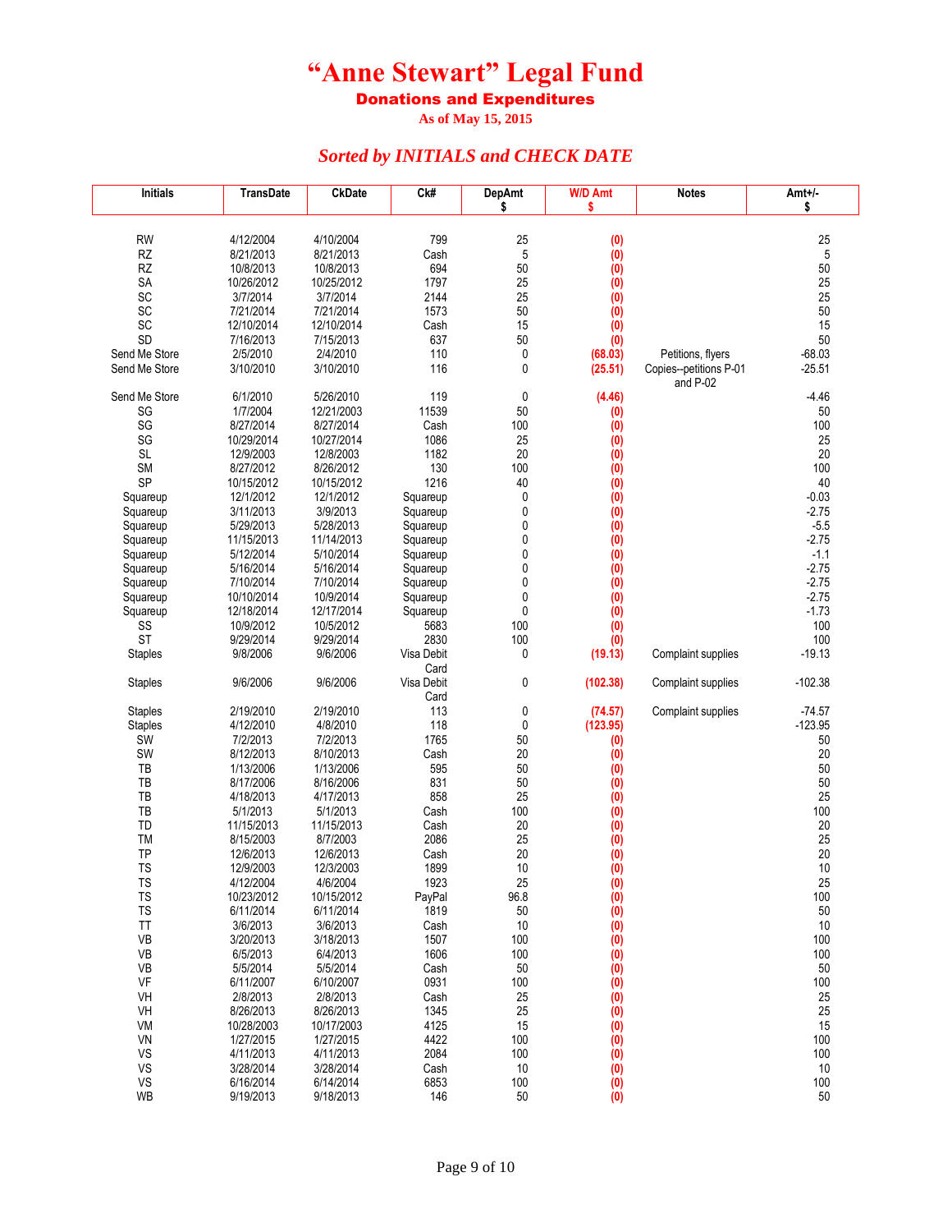# "Anne Stewart" Legal Fund

**Donations and Expenditures**

**As of May 15, 2015**

### *Sorted by INITIALS and CHECK DATE*

| Initials | TransDate | CkDate | Ck# | DepAmt $ | W/D Amt $ | Notes | Amt+/- $ |
|---|---|---|---|---|---|---|---|
| RW | 4/12/2004 | 4/10/2004 | 799 | 25 | (0) | | 25 |
| RZ | 8/21/2013 | 8/21/2013 | Cash | 5 | (0) | | 5 |
| RZ | 10/8/2013 | 10/8/2013 | 694 | 50 | (0) | | 50 |
| SA | 10/26/2012 | 10/25/2012 | 1797 | 25 | (0) | | 25 |
| SC | 3/7/2014 | 3/7/2014 | 2144 | 25 | (0) | | 25 |
| SC | 7/21/2014 | 7/21/2014 | 1573 | 50 | (0) | | 50 |
| SC | 12/10/2014 | 12/10/2014 | Cash | 15 | (0) | | 15 |
| SD | 7/16/2013 | 7/15/2013 | 637 | 50 | (0) | | 50 |
| Send Me Store | 2/5/2010 | 2/4/2010 | 110 | 0 | (68.03) | Petitions, flyers | -68.03 |
| Send Me Store | 3/10/2010 | 3/10/2010 | 116 | 0 | (25.51) | Copies--petitions P-01 and P-02 | -25.51 |
| Send Me Store | 6/1/2010 | 5/26/2010 | 119 | 0 | (4.46) | | -4.46 |
| SG | 1/7/2004 | 12/21/2003 | 11539 | 50 | (0) | | 50 |
| SG | 8/27/2014 | 8/27/2014 | Cash | 100 | (0) | | 100 |
| SG | 10/29/2014 | 10/27/2014 | 1086 | 25 | (0) | | 25 |
| SL | 12/9/2003 | 12/8/2003 | 1182 | 20 | (0) | | 20 |
| SM | 8/27/2012 | 8/26/2012 | 130 | 100 | (0) | | 100 |
| SP | 10/15/2012 | 10/15/2012 | 1216 | 40 | (0) | | 40 |
| Squareup | 12/1/2012 | 12/1/2012 | Squareup | 0 | (0) | | -0.03 |
| Squareup | 3/11/2013 | 3/9/2013 | Squareup | 0 | (0) | | -2.75 |
| Squareup | 5/29/2013 | 5/28/2013 | Squareup | 0 | (0) | | -5.5 |
| Squareup | 11/15/2013 | 11/14/2013 | Squareup | 0 | (0) | | -2.75 |
| Squareup | 5/12/2014 | 5/10/2014 | Squareup | 0 | (0) | | -1.1 |
| Squareup | 5/16/2014 | 5/16/2014 | Squareup | 0 | (0) | | -2.75 |
| Squareup | 7/10/2014 | 7/10/2014 | Squareup | 0 | (0) | | -2.75 |
| Squareup | 10/10/2014 | 10/9/2014 | Squareup | 0 | (0) | | -2.75 |
| Squareup | 12/18/2014 | 12/17/2014 | Squareup | 0 | (0) | | -1.73 |
| SS | 10/9/2012 | 10/5/2012 | 5683 | 100 | (0) | | 100 |
| ST | 9/29/2014 | 9/29/2014 | 2830 | 100 | (0) | | 100 |
| Staples | 9/8/2006 | 9/6/2006 | Visa Debit Card | 0 | (19.13) | Complaint supplies | -19.13 |
| Staples | 9/6/2006 | 9/6/2006 | Visa Debit Card | 0 | (102.38) | Complaint supplies | -102.38 |
| Staples | 2/19/2010 | 2/19/2010 | 113 | 0 | (74.57) | Complaint supplies | -74.57 |
| Staples | 4/12/2010 | 4/8/2010 | 118 | 0 | (123.95) | | -123.95 |
| SW | 7/2/2013 | 7/2/2013 | 1765 | 50 | (0) | | 50 |
| SW | 8/12/2013 | 8/10/2013 | Cash | 20 | (0) | | 20 |
| TB | 1/13/2006 | 1/13/2006 | 595 | 50 | (0) | | 50 |
| TB | 8/17/2006 | 8/16/2006 | 831 | 50 | (0) | | 50 |
| TB | 4/18/2013 | 4/17/2013 | 858 | 25 | (0) | | 25 |
| TB | 5/1/2013 | 5/1/2013 | Cash | 100 | (0) | | 100 |
| TD | 11/15/2013 | 11/15/2013 | Cash | 20 | (0) | | 20 |
| TM | 8/15/2003 | 8/7/2003 | 2086 | 25 | (0) | | 25 |
| TP | 12/6/2013 | 12/6/2013 | Cash | 20 | (0) | | 20 |
| TS | 12/9/2003 | 12/3/2003 | 1899 | 10 | (0) | | 10 |
| TS | 4/12/2004 | 4/6/2004 | 1923 | 25 | (0) | | 25 |
| TS | 10/23/2012 | 10/15/2012 | PayPal | 96.8 | (0) | | 100 |
| TS | 6/11/2014 | 6/11/2014 | 1819 | 50 | (0) | | 50 |
| TT | 3/6/2013 | 3/6/2013 | Cash | 10 | (0) | | 10 |
| VB | 3/20/2013 | 3/18/2013 | 1507 | 100 | (0) | | 100 |
| VB | 6/5/2013 | 6/4/2013 | 1606 | 100 | (0) | | 100 |
| VB | 5/5/2014 | 5/5/2014 | Cash | 50 | (0) | | 50 |
| VF | 6/11/2007 | 6/10/2007 | 0931 | 100 | (0) | | 100 |
| VH | 2/8/2013 | 2/8/2013 | Cash | 25 | (0) | | 25 |
| VH | 8/26/2013 | 8/26/2013 | 1345 | 25 | (0) | | 25 |
| VM | 10/28/2003 | 10/17/2003 | 4125 | 15 | (0) | | 15 |
| VN | 1/27/2015 | 1/27/2015 | 4422 | 100 | (0) | | 100 |
| VS | 4/11/2013 | 4/11/2013 | 2084 | 100 | (0) | | 100 |
| VS | 3/28/2014 | 3/28/2014 | Cash | 10 | (0) | | 10 |
| VS | 6/16/2014 | 6/14/2014 | 6853 | 100 | (0) | | 100 |
| WB | 9/19/2013 | 9/18/2013 | 146 | 50 | (0) | | 50 |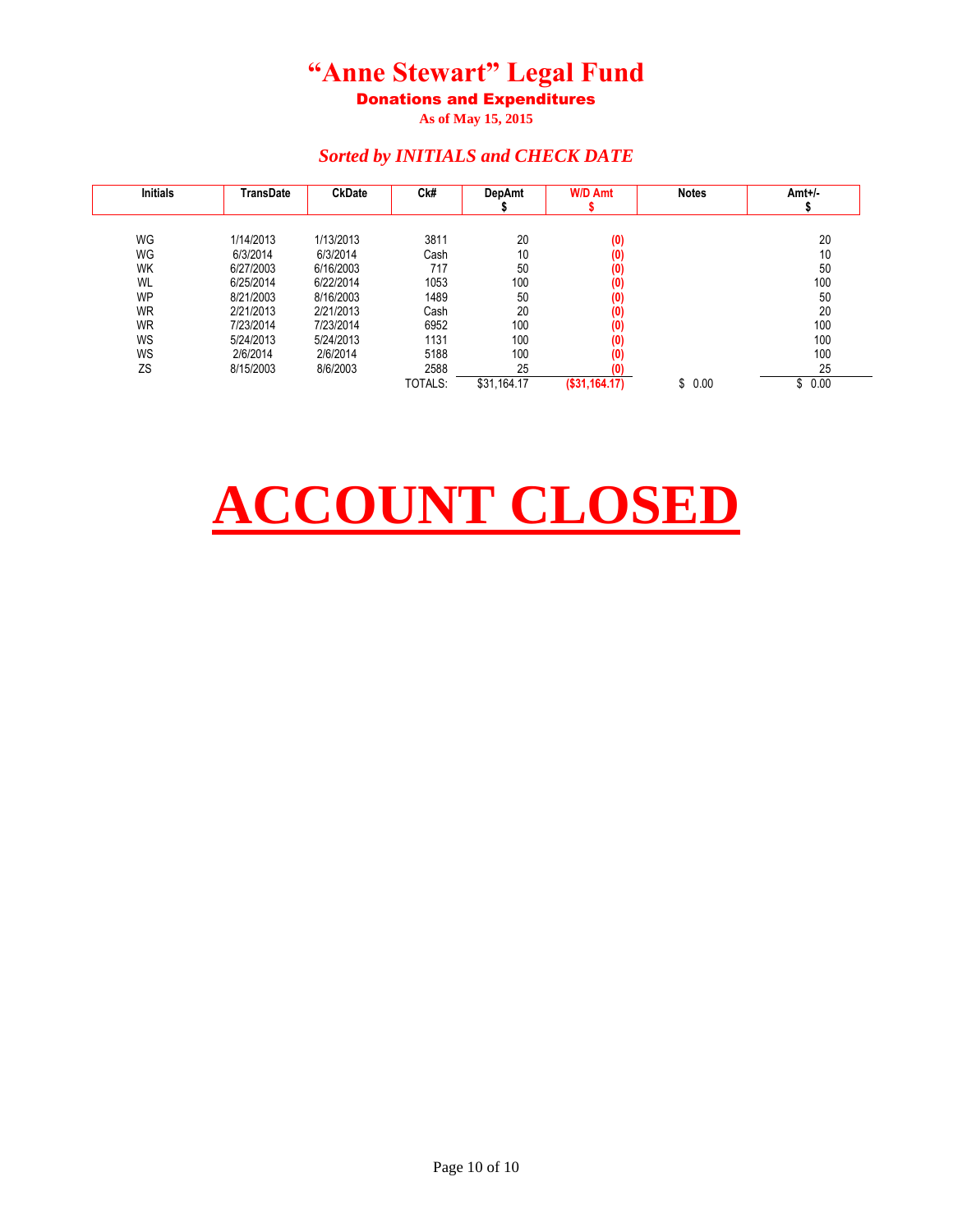# "Anne Stewart" Legal Fund

## Donations and Expenditures

**As of May 15, 2015**

### *Sorted by INITIALS and CHECK DATE*

| Initials | TransDate | CkDate | Ck# | DepAmt $ | W/D Amt $ | Notes | Amt+/- $ |
|---|---|---|---|---|---|---|---|
| WG | 1/14/2013 | 1/13/2013 | 3811 | 20 | (0) | | 20 |
| WG | 6/3/2014 | 6/3/2014 | Cash | 10 | (0) | | 10 |
| WK | 6/27/2003 | 6/16/2003 | 717 | 50 | (0) | | 50 |
| WL | 6/25/2014 | 6/22/2014 | 1053 | 100 | (0) | | 100 |
| WP | 8/21/2003 | 8/16/2003 | 1489 | 50 | (0) | | 50 |
| WR | 2/21/2013 | 2/21/2013 | Cash | 20 | (0) | | 20 |
| WR | 7/23/2014 | 7/23/2014 | 6952 | 100 | (0) | | 100 |
| WS | 5/24/2013 | 5/24/2013 | 1131 | 100 | (0) | | 100 |
| WS | 2/6/2014 | 2/6/2014 | 5188 | 100 | (0) | | 100 |
| ZS | 8/15/2003 | 8/6/2003 | 2588 | 25 | (0) | | 25 |
| | | | TOTALS: | $31,164.17 | ($31,164.17) | $ 0.00 | $ 0.00 |

# **ACCOUNT CLOSED**